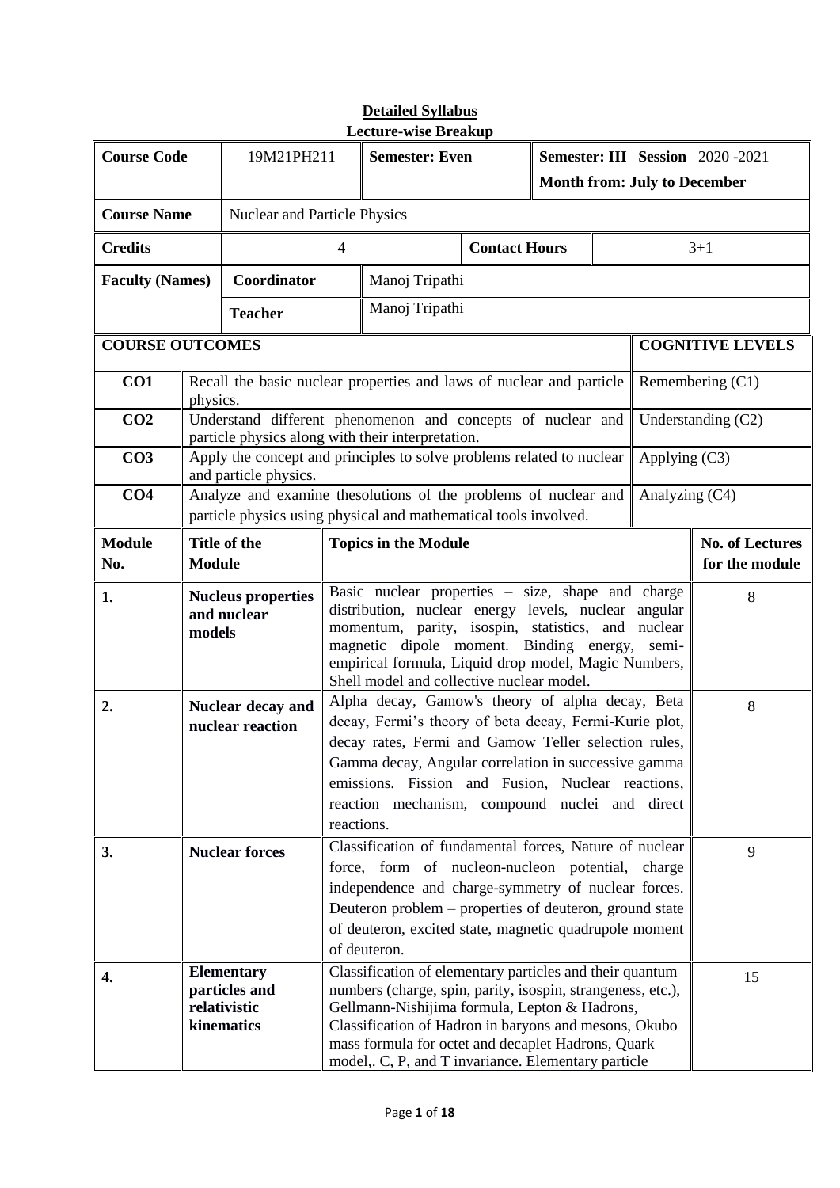## Detailed Syllabus

### Lecture-wise Breakup

| Course Code | 19M21PH211 | Semester: Even | Semester: III Session 2020 -2021<br>Month from: July to December |
|---|---|---|---|
| Course Name | Nuclear and Particle Physics | | |
| Credits | 4 | Contact Hours | 3+1 |
| Faculty (Names) | Coordinator | Manoj Tripathi | |
| | Teacher | Manoj Tripathi | |

| COURSE OUTCOMES | | COGNITIVE LEVELS |
|---|---|---|
| CO1 | Recall the basic nuclear properties and laws of nuclear and particle physics. | Remembering (C1) |
| CO2 | Understand different phenomenon and concepts of nuclear and particle physics along with their interpretation. | Understanding (C2) |
| CO3 | Apply the concept and principles to solve problems related to nuclear and particle physics. | Applying (C3) |
| CO4 | Analyze and examine thesolutions of the problems of nuclear and particle physics using physical and mathematical tools involved. | Analyzing (C4) |

| Module No. | Title of the Module | Topics in the Module | No. of Lectures for the module |
|---|---|---|---|
| 1. | Nucleus properties and nuclear models | Basic nuclear properties – size, shape and charge distribution, nuclear energy levels, nuclear angular momentum, parity, isospin, statistics, and nuclear magnetic dipole moment. Binding energy, semi-empirical formula, Liquid drop model, Magic Numbers, Shell model and collective nuclear model. | 8 |
| 2. | Nuclear decay and nuclear reaction | Alpha decay, Gamow's theory of alpha decay, Beta decay, Fermi's theory of beta decay, Fermi-Kurie plot, decay rates, Fermi and Gamow Teller selection rules, Gamma decay, Angular correlation in successive gamma emissions. Fission and Fusion, Nuclear reactions, reaction mechanism, compound nuclei and direct reactions. | 8 |
| 3. | Nuclear forces | Classification of fundamental forces, Nature of nuclear force, form of nucleon-nucleon potential, charge independence and charge-symmetry of nuclear forces. Deuteron problem – properties of deuteron, ground state of deuteron, excited state, magnetic quadrupole moment of deuteron. | 9 |
| 4. | Elementary particles and relativistic kinematics | Classification of elementary particles and their quantum numbers (charge, spin, parity, isospin, strangeness, etc.), Gellmann-Nishijima formula, Lepton & Hadrons, Classification of Hadron in baryons and mesons, Okubo mass formula for octet and decaplet Hadrons, Quark model,. C, P, and T invariance. Elementary particle | 15 |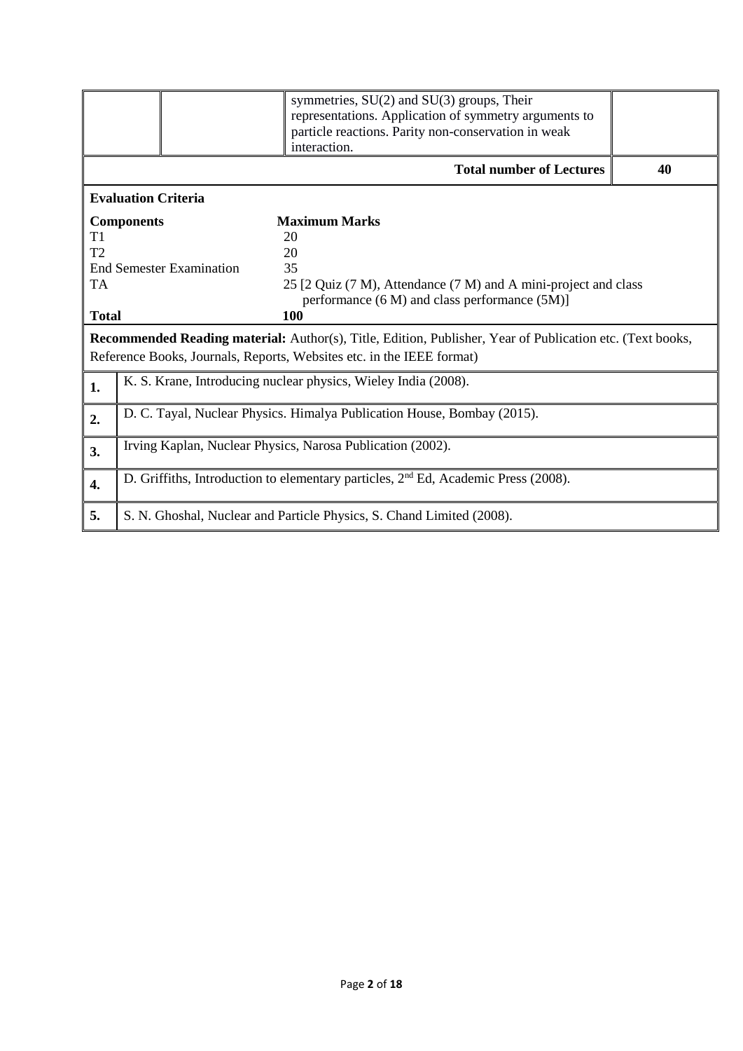| | | | symmetries, SU(2) and SU(3) groups, Their representations. Application of symmetry arguments to particle reactions. Parity non-conservation in weak interaction. | |
|---|---|---|---|---|
| | | | **Total number of Lectures** | **40** |

**Evaluation Criteria**

| **Components** | **Maximum Marks** |
|---|---|
| T1 | 20 |
| T2 | 20 |
| End Semester Examination | 35 |
| TA | 25 [2 Quiz (7 M), Attendance (7 M) and A mini-project and class performance (6 M) and class performance (5M)] |
| **Total** | **100** |

**Recommended Reading material:** Author(s), Title, Edition, Publisher, Year of Publication etc. (Text books, Reference Books, Journals, Reports, Websites etc. in the IEEE format)

| | |
|---|---|
| **1.** | K. S. Krane, Introducing nuclear physics, Wieley India (2008). |
| **2.** | D. C. Tayal, Nuclear Physics. Himalya Publication House, Bombay (2015). |
| **3.** | Irving Kaplan, Nuclear Physics, Narosa Publication (2002). |
| **4.** | D. Griffiths, Introduction to elementary particles, 2nd Ed, Academic Press (2008). |
| **5.** | S. N. Ghoshal, Nuclear and Particle Physics, S. Chand Limited (2008). |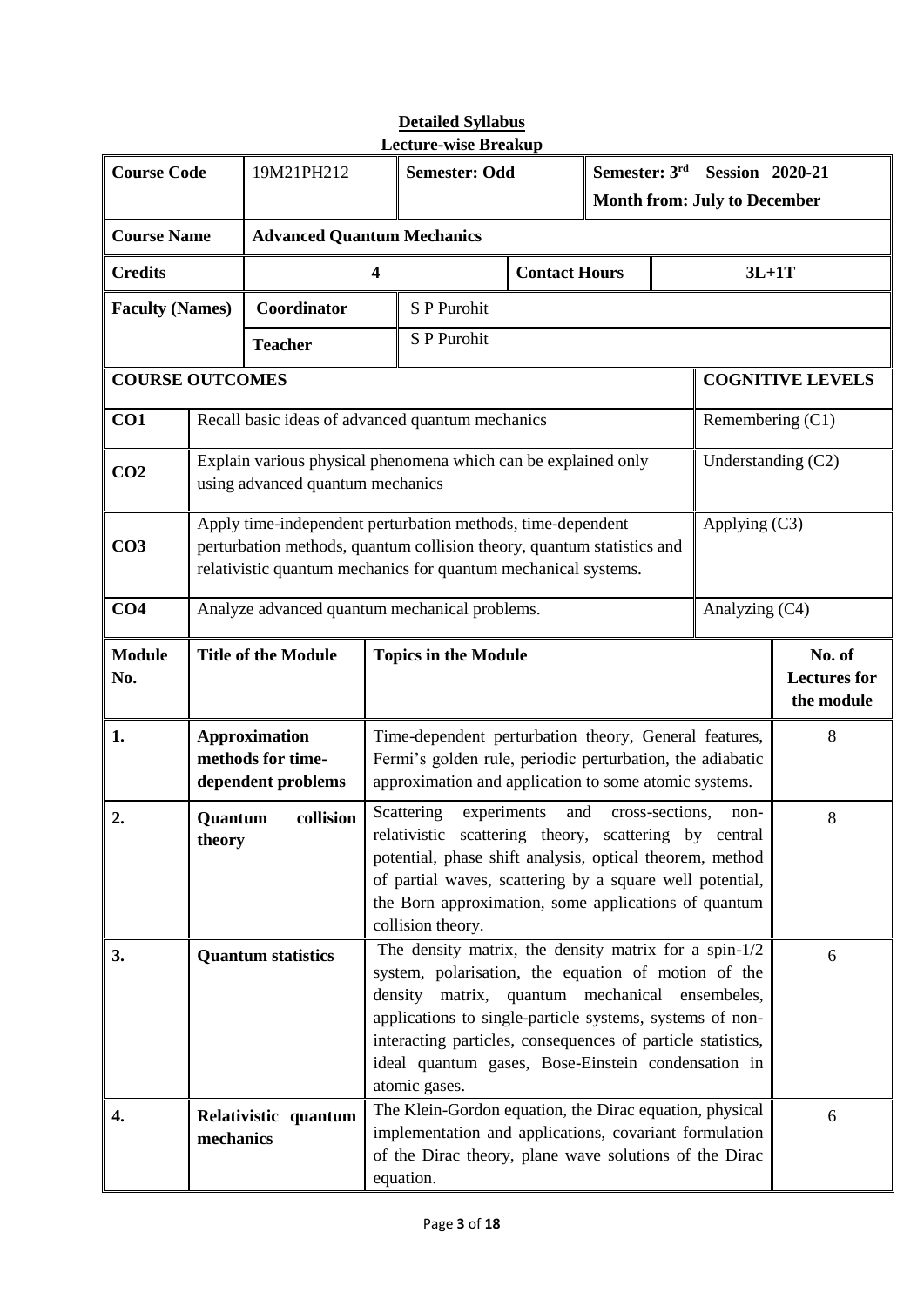**Detailed Syllabus**

**Lecture-wise Breakup**

| **Course Code** | 19M21PH212 | **Semester: Odd** | | **Semester: 3rd Session 2020-21** **Month from: July to December** | |
|---|---|---|---|---|---|
| **Course Name** | **Advanced Quantum Mechanics** | | | | |
| **Credits** | **4** | | **Contact Hours** | **3L+1T** | |
| **Faculty (Names)** | **Coordinator** | S P Purohit | | | |
| | **Teacher** | S P Purohit | | | |

| **COURSE OUTCOMES** | | **COGNITIVE LEVELS** |
|---|---|---|
| **CO1** | Recall basic ideas of advanced quantum mechanics | Remembering (C1) |
| **CO2** | Explain various physical phenomena which can be explained only using advanced quantum mechanics | Understanding (C2) |
| **CO3** | Apply time-independent perturbation methods, time-dependent perturbation methods, quantum collision theory, quantum statistics and relativistic quantum mechanics for quantum mechanical systems. | Applying (C3) |
| **CO4** | Analyze advanced quantum mechanical problems. | Analyzing (C4) |

| **Module No.** | **Title of the Module** | **Topics in the Module** | **No. of Lectures for the module** |
|---|---|---|---|
| **1.** | **Approximation methods for time-dependent problems** | Time-dependent perturbation theory, General features, Fermi's golden rule, periodic perturbation, the adiabatic approximation and application to some atomic systems. | 8 |
| **2.** | **Quantum collision theory** | Scattering experiments and cross-sections, non-relativistic scattering theory, scattering by central potential, phase shift analysis, optical theorem, method of partial waves, scattering by a square well potential, the Born approximation, some applications of quantum collision theory. | 8 |
| **3.** | **Quantum statistics** | The density matrix, the density matrix for a spin-1/2 system, polarisation, the equation of motion of the density matrix, quantum mechanical ensembeles, applications to single-particle systems, systems of non-interacting particles, consequences of particle statistics, ideal quantum gases, Bose-Einstein condensation in atomic gases. | 6 |
| **4.** | **Relativistic quantum mechanics** | The Klein-Gordon equation, the Dirac equation, physical implementation and applications, covariant formulation of the Dirac theory, plane wave solutions of the Dirac equation. | 6 |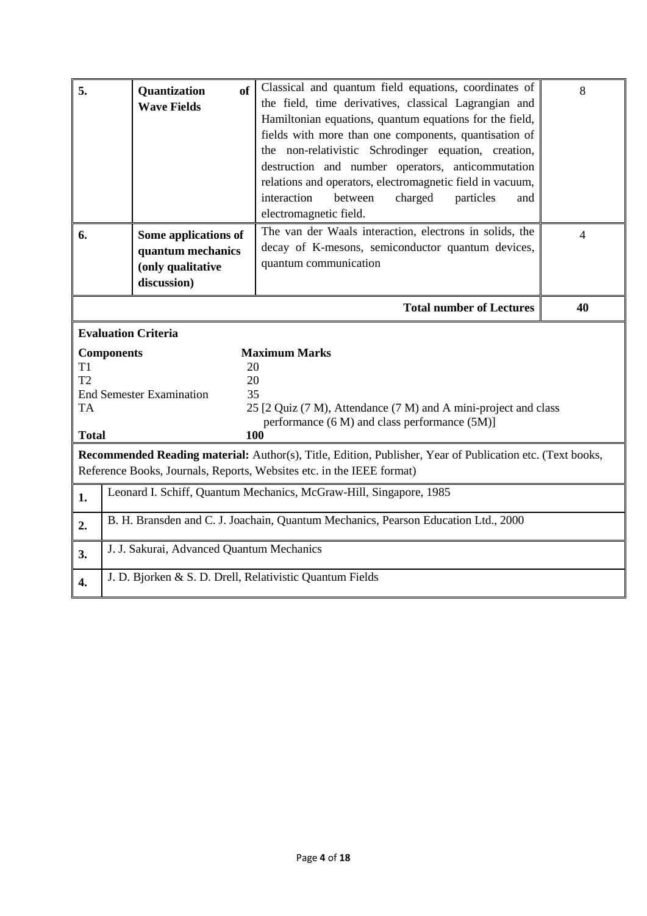| 5. | Quantization of Wave Fields | Classical and quantum field equations, coordinates of the field, time derivatives, classical Lagrangian and Hamiltonian equations, quantum equations for the field, fields with more than one components, quantisation of the non-relativistic Schrodinger equation, creation, destruction and number operators, anticommutation relations and operators, electromagnetic field in vacuum, interaction between charged particles and electromagnetic field. | 8 |
|---|---|---|---|
| 6. | Some applications of quantum mechanics (only qualitative discussion) | The van der Waals interaction, electrons in solids, the decay of K-mesons, semiconductor quantum devices, quantum communication | 4 |
| | | **Total number of Lectures** | **40** |

**Evaluation Criteria**

| **Components** | **Maximum Marks** |
|---|---|
| T1 | 20 |
| T2 | 20 |
| End Semester Examination | 35 |
| TA | 25 [2 Quiz (7 M), Attendance (7 M) and A mini-project and class performance (6 M) and class performance (5M)] |
| **Total** | **100** |

**Recommended Reading material:** Author(s), Title, Edition, Publisher, Year of Publication etc. (Text books, Reference Books, Journals, Reports, Websites etc. in the IEEE format)

| | |
|---|---|
| **1.** | Leonard I. Schiff, Quantum Mechanics, McGraw-Hill, Singapore, 1985 |
| **2.** | B. H. Bransden and C. J. Joachain, Quantum Mechanics, Pearson Education Ltd., 2000 |
| **3.** | J. J. Sakurai, Advanced Quantum Mechanics |
| **4.** | J. D. Bjorken & S. D. Drell, Relativistic Quantum Fields |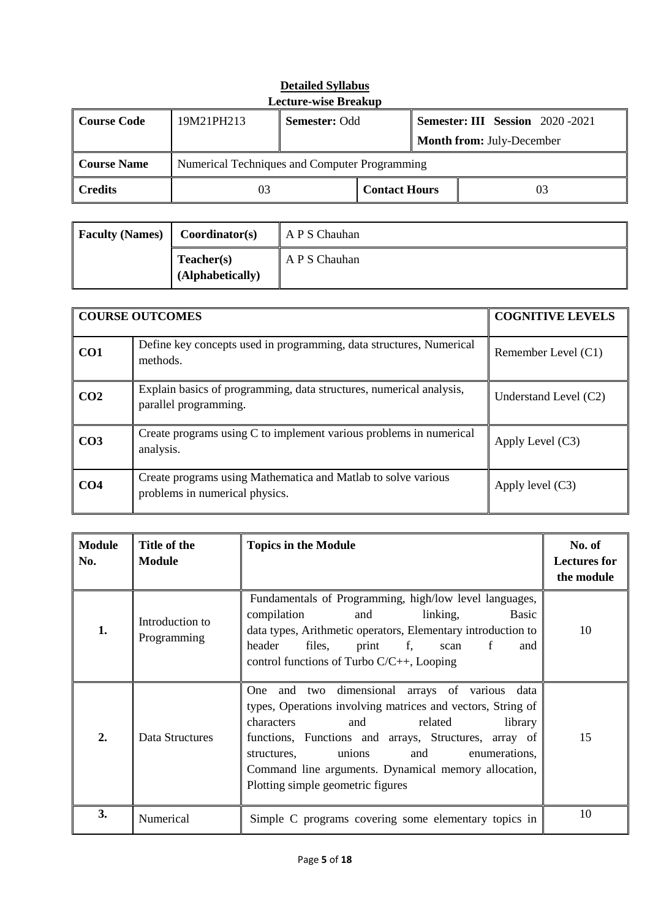## Detailed Syllabus

### Lecture-wise Breakup

| Course Code | 19M21PH213 | Semester: Odd | Semester: III Session 2020 -2021<br>Month from: July-December |
|---|---|---|---|
| Course Name | Numerical Techniques and Computer Programming | | |
| Credits | 03 | Contact Hours | 03 |

| Faculty (Names) | Coordinator(s) | A P S Chauhan |
|---|---|---|
| | Teacher(s) (Alphabetically) | A P S Chauhan |

| COURSE OUTCOMES | | COGNITIVE LEVELS |
|---|---|---|
| CO1 | Define key concepts used in programming, data structures, Numerical methods. | Remember Level (C1) |
| CO2 | Explain basics of programming, data structures, numerical analysis, parallel programming. | Understand Level (C2) |
| CO3 | Create programs using C to implement various problems in numerical analysis. | Apply Level (C3) |
| CO4 | Create programs using Mathematica and Matlab to solve various problems in numerical physics. | Apply level (C3) |

| Module No. | Title of the Module | Topics in the Module | No. of Lectures for the module |
|---|---|---|---|
| 1. | Introduction to Programming | Fundamentals of Programming, high/low level languages, compilation and linking, Basic data types, Arithmetic operators, Elementary introduction to header files, print f, scan f and control functions of Turbo C/C++, Looping | 10 |
| 2. | Data Structures | One and two dimensional arrays of various data types, Operations involving matrices and vectors, String of characters and related library functions, Functions and arrays, Structures, array of structures, unions and enumerations, Command line arguments. Dynamical memory allocation, Plotting simple geometric figures | 15 |
| 3. | Numerical | Simple C programs covering some elementary topics in | 10 |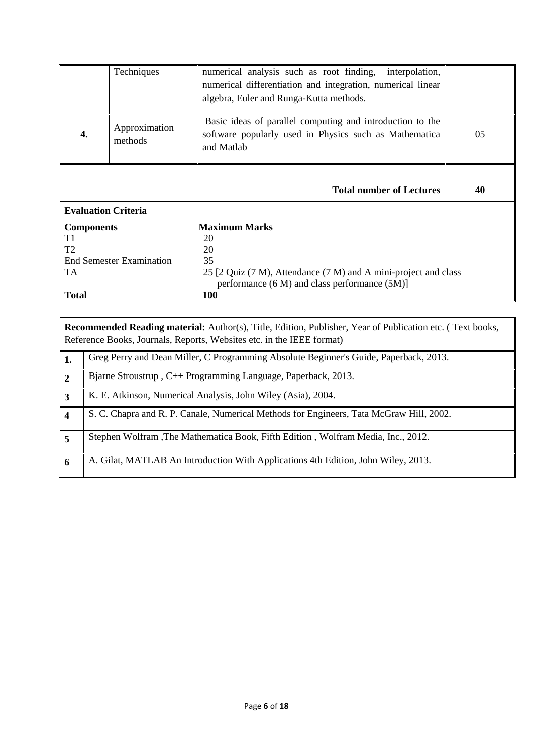|  | Techniques | numerical analysis such as root finding, interpolation, numerical differentiation and integration, numerical linear algebra, Euler and Runga-Kutta methods. |  |
|---|---|---|---|
| **4.** | Approximation methods | Basic ideas of parallel computing and introduction to the software popularly used in Physics such as Mathematica and Matlab | 05 |
|  |  | **Total number of Lectures** | **40** |

**Evaluation Criteria**

| **Components** | **Maximum Marks** |
|---|---|
| T1 | 20 |
| T2 | 20 |
| End Semester Examination | 35 |
| TA | 25 [2 Quiz (7 M), Attendance (7 M) and A mini-project and class performance (6 M) and class performance (5M)] |
| **Total** | **100** |

**Recommended Reading material:** Author(s), Title, Edition, Publisher, Year of Publication etc. ( Text books, Reference Books, Journals, Reports, Websites etc. in the IEEE format)

| | |
|---|---|
| **1.** | Greg Perry and Dean Miller, C Programming Absolute Beginner's Guide, Paperback, 2013. |
| **2** | Bjarne Stroustrup , C++ Programming Language, Paperback, 2013. |
| **3** | K. E. Atkinson, Numerical Analysis, John Wiley (Asia), 2004. |
| **4** | S. C. Chapra and R. P. Canale, Numerical Methods for Engineers, Tata McGraw Hill, 2002. |
| **5** | Stephen Wolfram ,The Mathematica Book, Fifth Edition , Wolfram Media, Inc., 2012. |
| **6** | A. Gilat, MATLAB An Introduction With Applications 4th Edition, John Wiley, 2013. |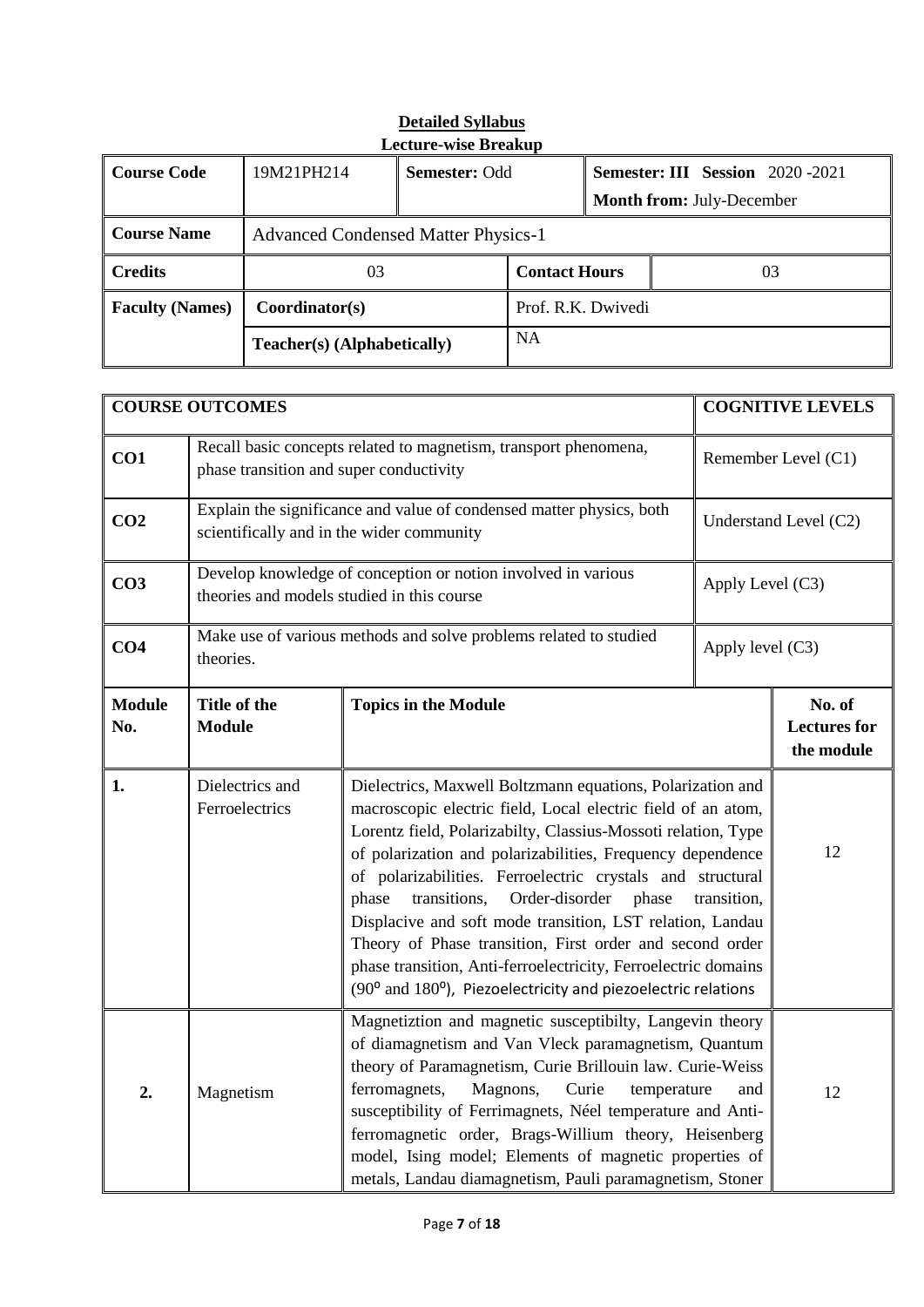**Detailed Syllabus**

**Lecture-wise Breakup**

| **Course Code** | 19M21PH214 | **Semester:** Odd | **Semester: III Session** 2020 -2021 **Month from:** July-December |
|---|---|---|---|
| **Course Name** | Advanced Condensed Matter Physics-1 | | |
| **Credits** | 03 | **Contact Hours** | 03 |
| **Faculty (Names)** | **Coordinator(s)** | Prof. R.K. Dwivedi | |
| | **Teacher(s) (Alphabetically)** | NA | |

| **COURSE OUTCOMES** | | **COGNITIVE LEVELS** |
|---|---|---|
| **CO1** | Recall basic concepts related to magnetism, transport phenomena, phase transition and super conductivity | Remember Level (C1) |
| **CO2** | Explain the significance and value of condensed matter physics, both scientifically and in the wider community | Understand Level (C2) |
| **CO3** | Develop knowledge of conception or notion involved in various theories and models studied in this course | Apply Level (C3) |
| **CO4** | Make use of various methods and solve problems related to studied theories. | Apply level (C3) |

| **Module No.** | **Title of the Module** | **Topics in the Module** | **No. of Lectures for the module** |
|---|---|---|---|
| **1.** | Dielectrics and Ferroelectrics | Dielectrics, Maxwell Boltzmann equations, Polarization and macroscopic electric field, Local electric field of an atom, Lorentz field, Polarizabilty, Classius-Mossoti relation, Type of polarization and polarizabilities, Frequency dependence of polarizabilities. Ferroelectric crystals and structural phase transitions, Order-disorder phase transition, Displacive and soft mode transition, LST relation, Landau Theory of Phase transition, First order and second order phase transition, Anti-ferroelectricity, Ferroelectric domains ($90^o$ and $180^o$), Piezoelectricity and piezoelectric relations | 12 |
| **2.** | Magnetism | Magnetiztion and magnetic susceptibilty, Langevin theory of diamagnetism and Van Vleck paramagnetism, Quantum theory of Paramagnetism, Curie Brillouin law. Curie-Weiss ferromagnets, Magnons, Curie temperature and susceptibility of Ferrimagnets, Néel temperature and Anti-ferromagnetic order, Brags-Willium theory, Heisenberg model, Ising model; Elements of magnetic properties of metals, Landau diamagnetism, Pauli paramagnetism, Stoner | 12 |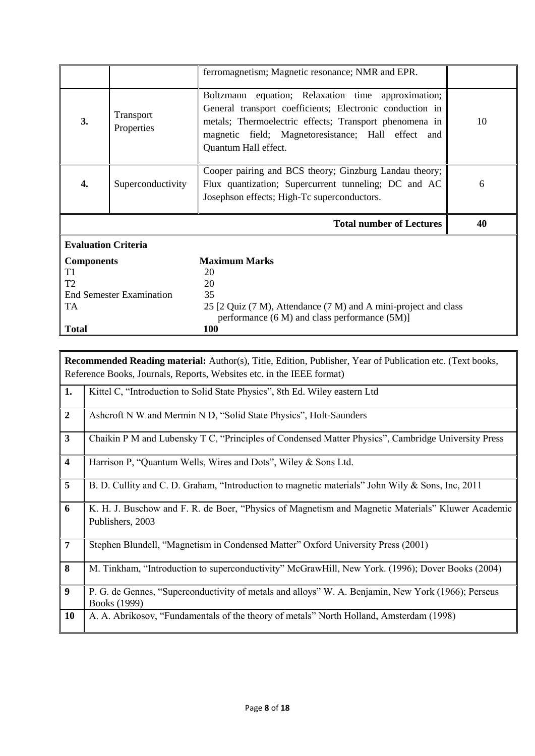|  |  | ferromagnetism; Magnetic resonance; NMR and EPR. |  |
|---|---|---|---|
| **3.** | Transport Properties | Boltzmann equation; Relaxation time approximation; General transport coefficients; Electronic conduction in metals; Thermoelectric effects; Transport phenomena in magnetic field; Magnetoresistance; Hall effect and Quantum Hall effect. | 10 |
| **4.** | Superconductivity | Cooper pairing and BCS theory; Ginzburg Landau theory; Flux quantization; Supercurrent tunneling; DC and AC Josephson effects; High-Tc superconductors. | 6 |
|  |  | **Total number of Lectures** | **40** |

**Evaluation Criteria**

| **Components** | **Maximum Marks** |
|---|---|
| T1 | 20 |
| T2 | 20 |
| End Semester Examination | 35 |
| TA | 25 [2 Quiz (7 M), Attendance (7 M) and A mini-project and class performance (6 M) and class performance (5M)] |
| **Total** | **100** |

| **Recommended Reading material:** Author(s), Title, Edition, Publisher, Year of Publication etc. (Text books, Reference Books, Journals, Reports, Websites etc. in the IEEE format) | |
|---|---|
| **1.** | Kittel C, "Introduction to Solid State Physics", 8th Ed. Wiley eastern Ltd |
| **2** | Ashcroft N W and Mermin N D, "Solid State Physics", Holt-Saunders |
| **3** | Chaikin P M and Lubensky T C, "Principles of Condensed Matter Physics", Cambridge University Press |
| **4** | Harrison P, "Quantum Wells, Wires and Dots", Wiley & Sons Ltd. |
| **5** | B. D. Cullity and C. D. Graham, "Introduction to magnetic materials" John Wily & Sons, Inc, 2011 |
| **6** | K. H. J. Buschow and F. R. de Boer, "Physics of Magnetism and Magnetic Materials" Kluwer Academic Publishers, 2003 |
| **7** | Stephen Blundell, "Magnetism in Condensed Matter" Oxford University Press (2001) |
| **8** | M. Tinkham, "Introduction to superconductivity" McGrawHill, New York. (1996); Dover Books (2004) |
| **9** | P. G. de Gennes, "Superconductivity of metals and alloys" W. A. Benjamin, New York (1966); Perseus Books (1999) |
| **10** | A. A. Abrikosov, "Fundamentals of the theory of metals" North Holland, Amsterdam (1998) |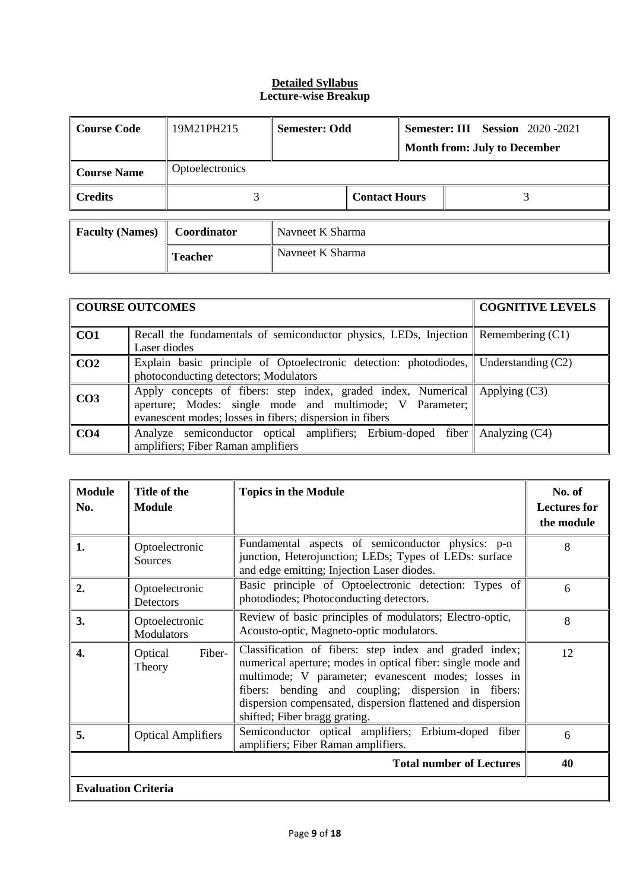**Detailed Syllabus**
**Lecture-wise Breakup**

| Course Code | 19M21PH215 | Semester: Odd | | Semester: III **Session** 2020 -2021<br>**Month from: July to December** |
|---|---|---|---|---|
| **Course Name** | Optoelectronics | | | |
| **Credits** | 3 | | **Contact Hours** | 3 |

| Faculty (Names) | Coordinator | Navneet K Sharma |
|---|---|---|
| | **Teacher** | Navneet K Sharma |

| COURSE OUTCOMES | | COGNITIVE LEVELS |
|---|---|---|
| **CO1** | Recall the fundamentals of semiconductor physics, LEDs, Injection Laser diodes | Remembering (C1) |
| **CO2** | Explain basic principle of Optoelectronic detection: photodiodes, photoconducting detectors; Modulators | Understanding (C2) |
| **CO3** | Apply concepts of fibers: step index, graded index, Numerical aperture; Modes: single mode and multimode; V Parameter; evanescent modes; losses in fibers; dispersion in fibers | Applying (C3) |
| **CO4** | Analyze semiconductor optical amplifiers; Erbium-doped fiber amplifiers; Fiber Raman amplifiers | Analyzing (C4) |

| Module No. | Title of the Module | Topics in the Module | No. of Lectures for the module |
|---|---|---|---|
| **1.** | Optoelectronic Sources | Fundamental aspects of semiconductor physics: p-n junction, Heterojunction; LEDs; Types of LEDs: surface and edge emitting; Injection Laser diodes. | 8 |
| **2.** | Optoelectronic Detectors | Basic principle of Optoelectronic detection: Types of photodiodes; Photoconducting detectors. | 6 |
| **3.** | Optoelectronic Modulators | Review of basic principles of modulators; Electro-optic, Acousto-optic, Magneto-optic modulators. | 8 |
| **4.** | Optical Fiber-Theory | Classification of fibers: step index and graded index; numerical aperture; modes in optical fiber: single mode and multimode; V parameter; evanescent modes; losses in fibers: bending and coupling; dispersion in fibers: dispersion compensated, dispersion flattened and dispersion shifted; Fiber bragg grating. | 12 |
| **5.** | Optical Amplifiers | Semiconductor optical amplifiers; Erbium-doped fiber amplifiers; Fiber Raman amplifiers. | 6 |
| | | **Total number of Lectures** | **40** |
| **Evaluation Criteria** | | | |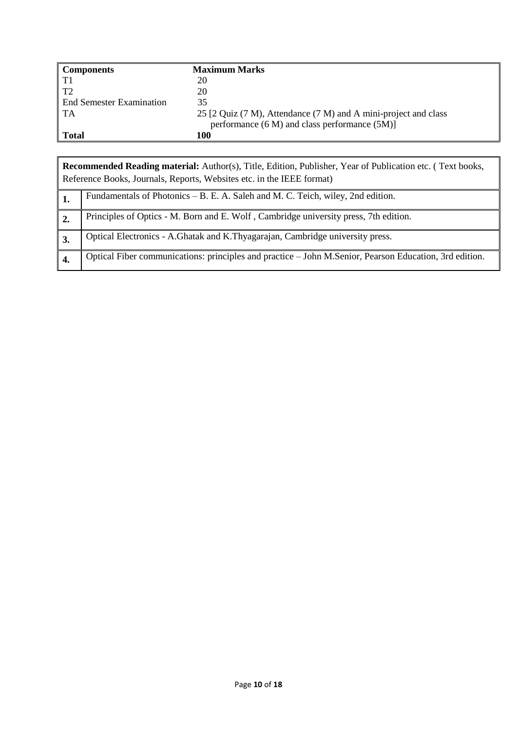| Components | Maximum Marks |
|---|---|
| T1 | 20 |
| T2 | 20 |
| End Semester Examination | 35 |
| TA | 25 [2 Quiz (7 M), Attendance (7 M) and A mini-project and class performance (6 M) and class performance (5M)] |
| **Total** | **100** |

| **Recommended Reading material:** Author(s), Title, Edition, Publisher, Year of Publication etc. ( Text books, Reference Books, Journals, Reports, Websites etc. in the IEEE format) | |
|---|---|
| **1.** | Fundamentals of Photonics – B. E. A. Saleh and M. C. Teich, wiley, 2nd edition. |
| **2.** | Principles of Optics - M. Born and E. Wolf , Cambridge university press, 7th edition. |
| **3.** | Optical Electronics - A.Ghatak and K.Thyagarajan, Cambridge university press. |
| **4.** | Optical Fiber communications: principles and practice – John M.Senior, Pearson Education, 3rd edition. |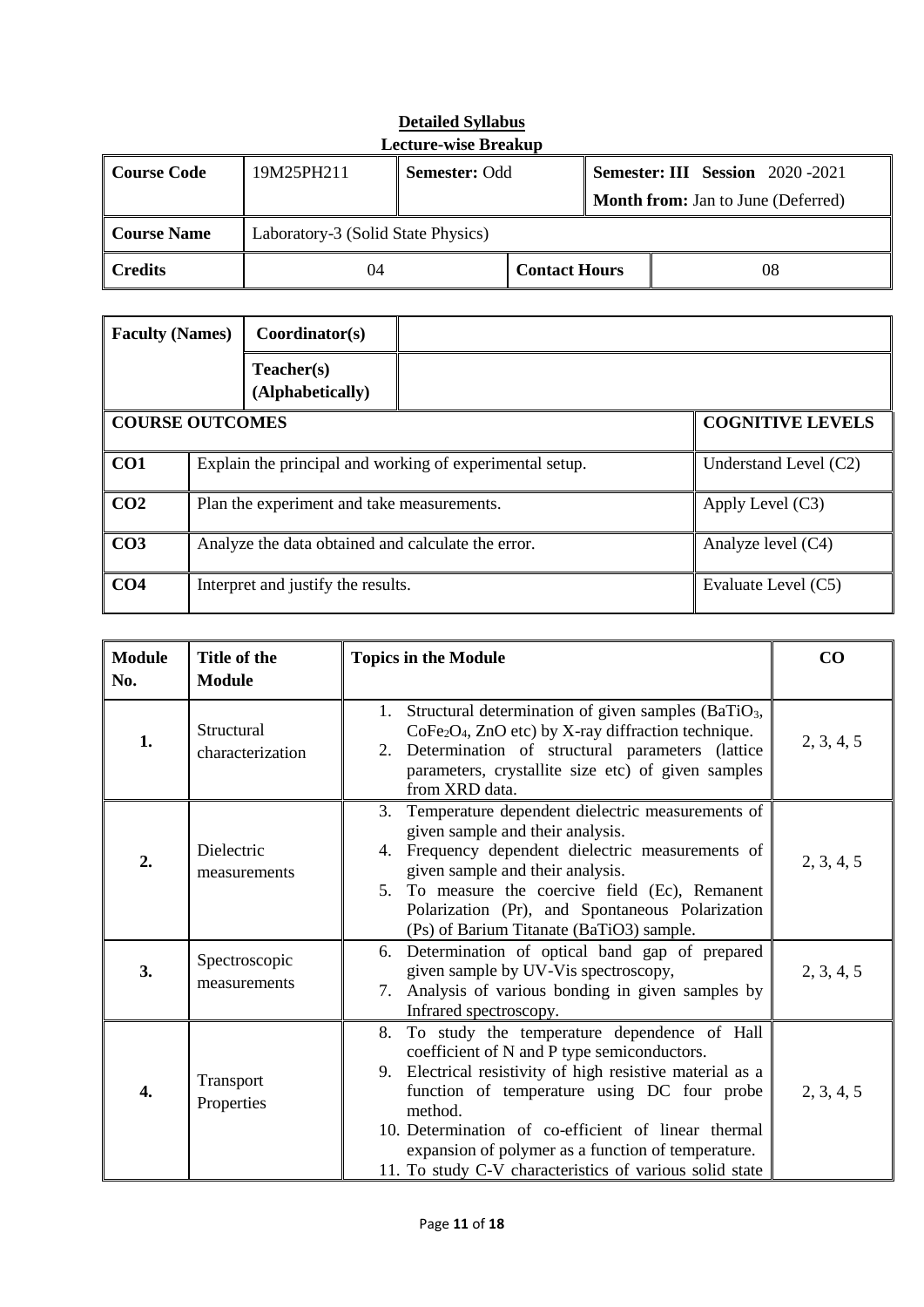**Detailed Syllabus**

**Lecture-wise Breakup**

| **Course Code** | 19M25PH211 | **Semester:** Odd | | **Semester: III Session** 2020 -2021<br>**Month from:** Jan to June (Deferred) |
|---|---|---|---|---|
| **Course Name** | Laboratory-3 (Solid State Physics) | | | |
| **Credits** | 04 | | **Contact Hours** | 08 |

| **Faculty (Names)** | **Coordinator(s)** | |
|---|---|---|
| | **Teacher(s) (Alphabetically)** | |

| **COURSE OUTCOMES** | | **COGNITIVE LEVELS** |
|---|---|---|
| **CO1** | Explain the principal and working of experimental setup. | Understand Level (C2) |
| **CO2** | Plan the experiment and take measurements. | Apply Level (C3) |
| **CO3** | Analyze the data obtained and calculate the error. | Analyze level (C4) |
| **CO4** | Interpret and justify the results. | Evaluate Level (C5) |

| **Module No.** | **Title of the Module** | **Topics in the Module** | **CO** |
|---|---|---|---|
| **1.** | Structural characterization | 1. Structural determination of given samples ($BaTiO_3$, $CoFe_2O_4$, ZnO etc) by X-ray diffraction technique.<br>2. Determination of structural parameters (lattice parameters, crystallite size etc) of given samples from XRD data. | 2, 3, 4, 5 |
| **2.** | Dielectric measurements | 3. Temperature dependent dielectric measurements of given sample and their analysis.<br>4. Frequency dependent dielectric measurements of given sample and their analysis.<br>5. To measure the coercive field (Ec), Remanent Polarization (Pr), and Spontaneous Polarization (Ps) of Barium Titanate (BaTiO3) sample. | 2, 3, 4, 5 |
| **3.** | Spectroscopic measurements | 6. Determination of optical band gap of prepared given sample by UV-Vis spectroscopy,<br>7. Analysis of various bonding in given samples by Infrared spectroscopy. | 2, 3, 4, 5 |
| **4.** | Transport Properties | 8. To study the temperature dependence of Hall coefficient of N and P type semiconductors.<br>9. Electrical resistivity of high resistive material as a function of temperature using DC four probe method.<br>10. Determination of co-efficient of linear thermal expansion of polymer as a function of temperature.<br>11. To study C-V characteristics of various solid state | 2, 3, 4, 5 |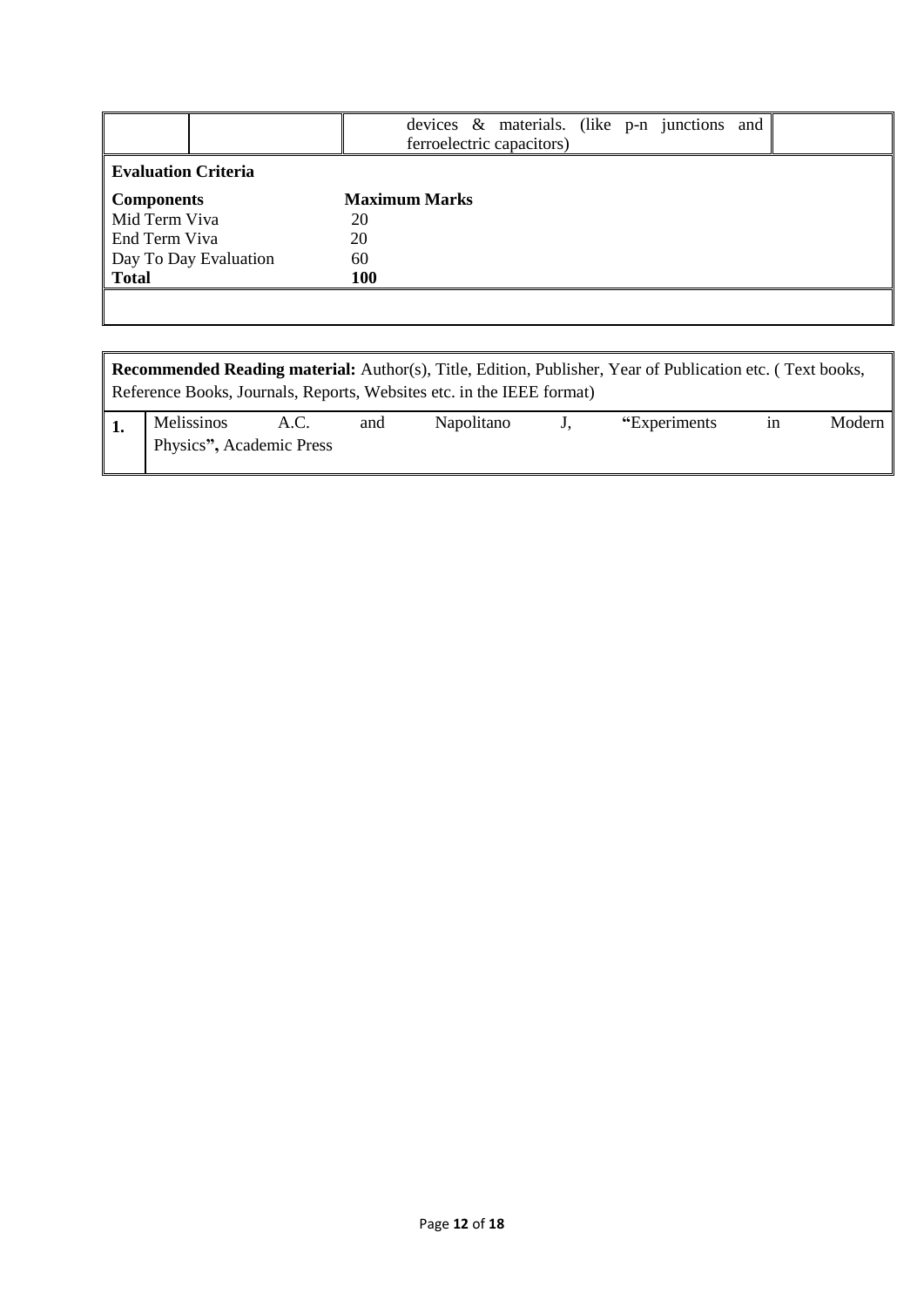| | | devices & materials. (like p-n junctions and ferroelectric capacitors) | |
|---|---|---|---|

**Evaluation Criteria**

| **Components** | **Maximum Marks** |
|---|---|
| Mid Term Viva | 20 |
| End Term Viva | 20 |
| Day To Day Evaluation | 60 |
| **Total** | **100** |

**Recommended Reading material:** Author(s), Title, Edition, Publisher, Year of Publication etc. ( Text books, Reference Books, Journals, Reports, Websites etc. in the IEEE format)

| | |
|---|---|
| **1.** | Melissinos A.C. and Napolitano J, **"**Experiments in Modern Physics**",** Academic Press |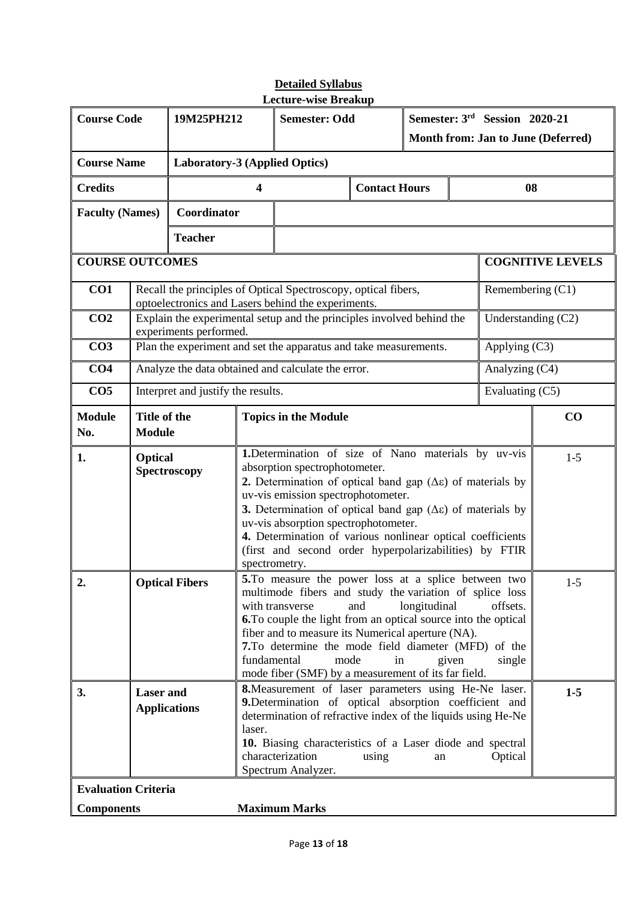## Detailed Syllabus

### Lecture-wise Breakup

| Course Code | 19M25PH212 | Semester: Odd | Semester: $3^{rd}$ Session 2020-21 Month from: Jan to June (Deferred) |
|---|---|---|---|
| **Course Name** | **Laboratory-3 (Applied Optics)** | | |
| **Credits** | **4** | **Contact Hours** | **08** |
| **Faculty (Names)** | **Coordinator** | | |
| | **Teacher** | | |

| COURSE OUTCOMES | | COGNITIVE LEVELS |
|---|---|---|
| **CO1** | Recall the principles of Optical Spectroscopy, optical fibers, optoelectronics and Lasers behind the experiments. | Remembering (C1) |
| **CO2** | Explain the experimental setup and the principles involved behind the experiments performed. | Understanding (C2) |
| **CO3** | Plan the experiment and set the apparatus and take measurements. | Applying (C3) |
| **CO4** | Analyze the data obtained and calculate the error. | Analyzing (C4) |
| **CO5** | Interpret and justify the results. | Evaluating (C5) |

| Module No. | Title of the Module | Topics in the Module | CO |
|---|---|---|---|
| **1.** | **Optical Spectroscopy** | **1.** Determination of size of Nano materials by uv-vis absorption spectrophotometer. **2.** Determination of optical band gap ($\Delta\varepsilon$) of materials by uv-vis emission spectrophotometer. **3.** Determination of optical band gap ($\Delta\varepsilon$) of materials by uv-vis absorption spectrophotometer. **4.** Determination of various nonlinear optical coefficients (first and second order hyperpolarizabilities) by FTIR spectrometry. | 1-5 |
| **2.** | **Optical Fibers** | **5.** To measure the power loss at a splice between two multimode fibers and study the variation of splice loss with transverse and longitudinal offsets. **6.** To couple the light from an optical source into the optical fiber and to measure its Numerical aperture (NA). **7.** To determine the mode field diameter (MFD) of the fundamental mode in given single mode fiber (SMF) by a measurement of its far field. | 1-5 |
| **3.** | **Laser and Applications** | **8.** Measurement of laser parameters using He-Ne laser. **9.** Determination of optical absorption coefficient and determination of refractive index of the liquids using He-Ne laser. **10.** Biasing characteristics of a Laser diode and spectral characterization using an Optical Spectrum Analyzer. | **1-5** |

**Evaluation Criteria**

| Components | Maximum Marks |
|---|---|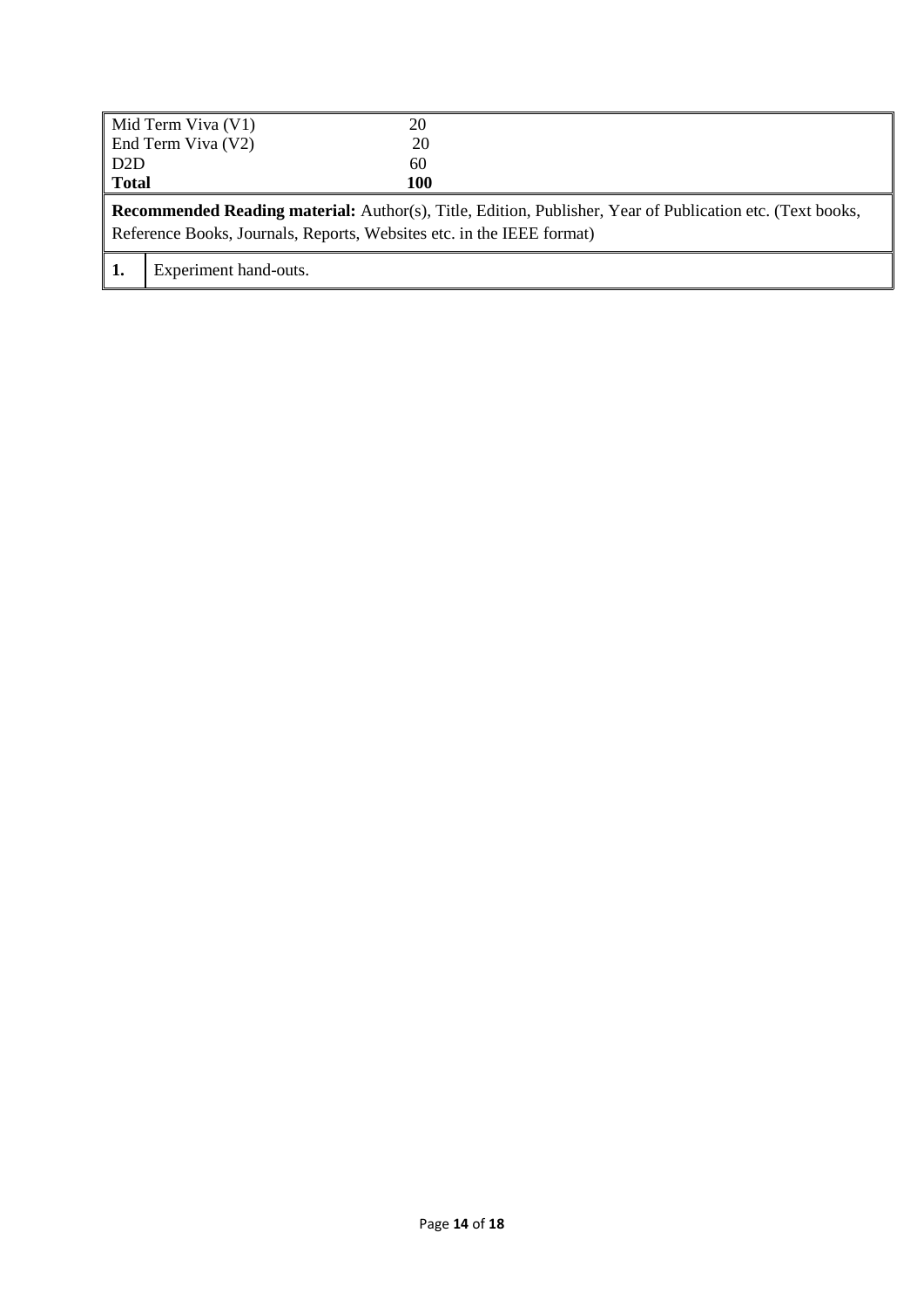| | |
|---|---|
| Mid Term Viva (V1) | 20 |
| End Term Viva (V2) | 20 |
| D2D | 60 |
| **Total** | **100** |

**Recommended Reading material:** Author(s), Title, Edition, Publisher, Year of Publication etc. (Text books, Reference Books, Journals, Reports, Websites etc. in the IEEE format)

| | |
|---|---|
| **1.** | Experiment hand-outs. |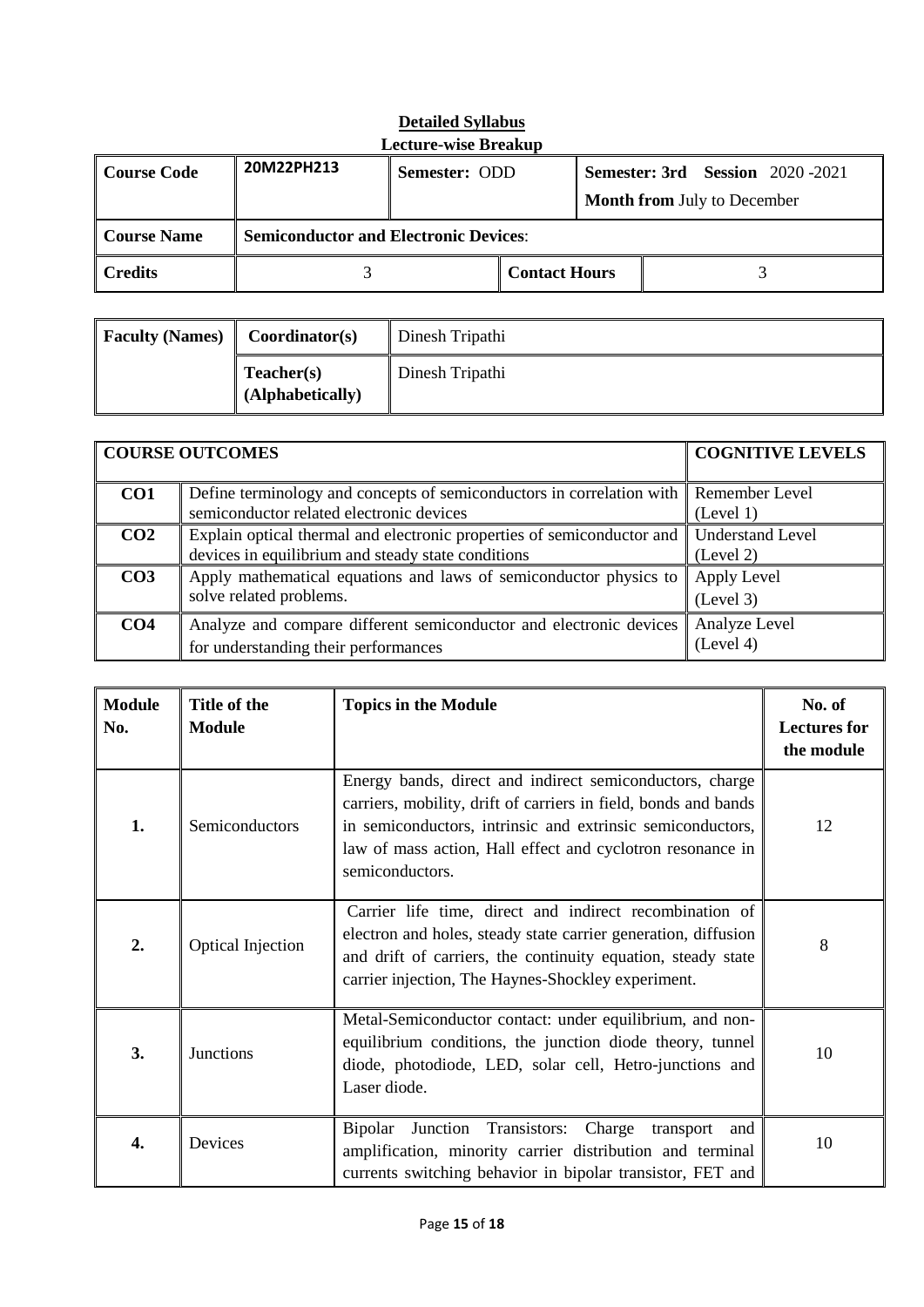## Detailed Syllabus

### Lecture-wise Breakup

| Course Code | 20M22PH213 | Semester: ODD | | Semester: 3rd Session 2020 -2021<br>Month from July to December |
|---|---|---|---|---|
| **Course Name** | **Semiconductor and Electronic Devices**: | | | |
| **Credits** | 3 | | **Contact Hours** | 3 |

| Faculty (Names) | Coordinator(s) | Dinesh Tripathi |
|---|---|---|
| | **Teacher(s) (Alphabetically)** | Dinesh Tripathi |

| COURSE OUTCOMES | | COGNITIVE LEVELS |
|---|---|---|
| **CO1** | Define terminology and concepts of semiconductors in correlation with semiconductor related electronic devices | Remember Level (Level 1) |
| **CO2** | Explain optical thermal and electronic properties of semiconductor and devices in equilibrium and steady state conditions | Understand Level (Level 2) |
| **CO3** | Apply mathematical equations and laws of semiconductor physics to solve related problems. | Apply Level (Level 3) |
| **CO4** | Analyze and compare different semiconductor and electronic devices for understanding their performances | Analyze Level (Level 4) |

| Module No. | Title of the Module | Topics in the Module | No. of Lectures for the module |
|---|---|---|---|
| **1.** | Semiconductors | Energy bands, direct and indirect semiconductors, charge carriers, mobility, drift of carriers in field, bonds and bands in semiconductors, intrinsic and extrinsic semiconductors, law of mass action, Hall effect and cyclotron resonance in semiconductors. | 12 |
| **2.** | Optical Injection | Carrier life time, direct and indirect recombination of electron and holes, steady state carrier generation, diffusion and drift of carriers, the continuity equation, steady state carrier injection, The Haynes-Shockley experiment. | 8 |
| **3.** | Junctions | Metal-Semiconductor contact: under equilibrium, and non-equilibrium conditions, the junction diode theory, tunnel diode, photodiode, LED, solar cell, Hetro-junctions and Laser diode. | 10 |
| **4.** | Devices | Bipolar Junction Transistors: Charge transport and amplification, minority carrier distribution and terminal currents switching behavior in bipolar transistor, FET and | 10 |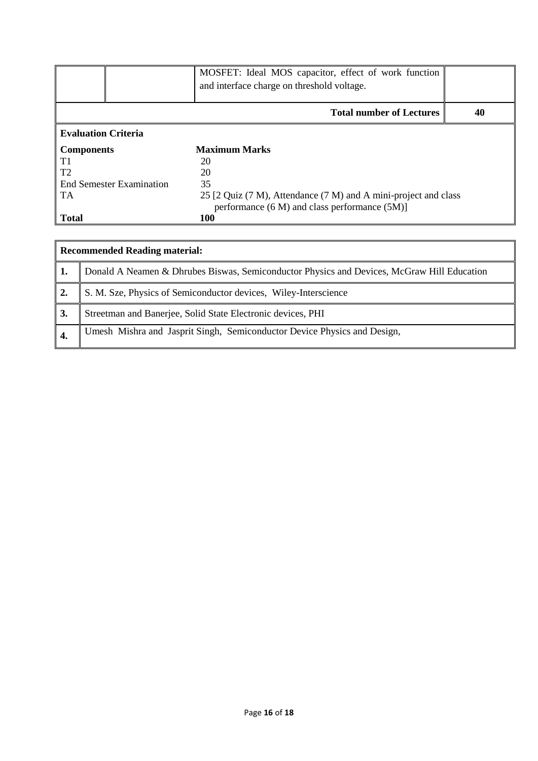| | | MOSFET: Ideal MOS capacitor, effect of work function and interface charge on threshold voltage. | |
|---|---|---|---|
| | | **Total number of Lectures** | **40** |

**Evaluation Criteria**

| **Components** | **Maximum Marks** |
|---|---|
| T1 | 20 |
| T2 | 20 |
| End Semester Examination | 35 |
| TA | 25 [2 Quiz (7 M), Attendance (7 M) and A mini-project and class performance (6 M) and class performance (5M)] |
| **Total** | **100** |

| **Recommended Reading material:** | |
|---|---|
| **1.** | Donald A Neamen & Dhrubes Biswas, Semiconductor Physics and Devices, McGraw Hill Education |
| **2.** | S. M. Sze, Physics of Semiconductor devices, Wiley-Interscience |
| **3.** | Streetman and Banerjee, Solid State Electronic devices, PHI |
| **4.** | Umesh Mishra and Jasprit Singh, Semiconductor Device Physics and Design, |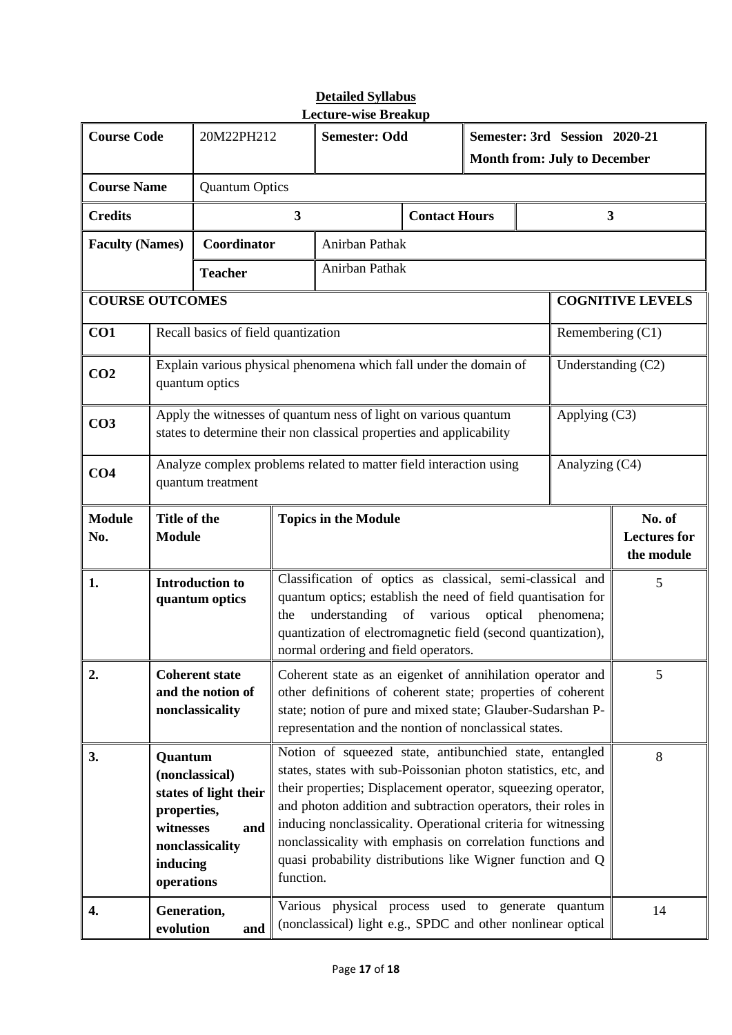**Detailed Syllabus**

**Lecture-wise Breakup**

| **Course Code** | 20M22PH212 | **Semester: Odd** | **Semester: 3rd Session 2020-21** **Month from: July to December** |
|---|---|---|---|
| **Course Name** | Quantum Optics | | |
| **Credits** | 3 | **Contact Hours** | 3 |
| **Faculty (Names)** | **Coordinator** | Anirban Pathak | |
| | **Teacher** | Anirban Pathak | |

| **COURSE OUTCOMES** | | **COGNITIVE LEVELS** |
|---|---|---|
| **CO1** | Recall basics of field quantization | Remembering (C1) |
| **CO2** | Explain various physical phenomena which fall under the domain of quantum optics | Understanding (C2) |
| **CO3** | Apply the witnesses of quantum ness of light on various quantum states to determine their non classical properties and applicability | Applying (C3) |
| **CO4** | Analyze complex problems related to matter field interaction using quantum treatment | Analyzing (C4) |

| **Module No.** | **Title of the Module** | **Topics in the Module** | **No. of Lectures for the module** |
|---|---|---|---|
| **1.** | **Introduction to quantum optics** | Classification of optics as classical, semi-classical and quantum optics; establish the need of field quantisation for the understanding of various optical phenomena; quantization of electromagnetic field (second quantization), normal ordering and field operators. | 5 |
| **2.** | **Coherent state and the notion of nonclassicality** | Coherent state as an eigenket of annihilation operator and other definitions of coherent state; properties of coherent state; notion of pure and mixed state; Glauber-Sudarshan P-representation and the nontion of nonclassical states. | 5 |
| **3.** | **Quantum (nonclassical) states of light their properties, witnesses and nonclassicality inducing operations** | Notion of squeezed state, antibunchied state, entangled states, states with sub-Poissonian photon statistics, etc, and their properties; Displacement operator, squeezing operator, and photon addition and subtraction operators, their roles in inducing nonclassicality. Operational criteria for witnessing nonclassicality with emphasis on correlation functions and quasi probability distributions like Wigner function and Q function. | 8 |
| **4.** | **Generation, evolution and** | Various physical process used to generate quantum (nonclassical) light e.g., SPDC and other nonlinear optical | 14 |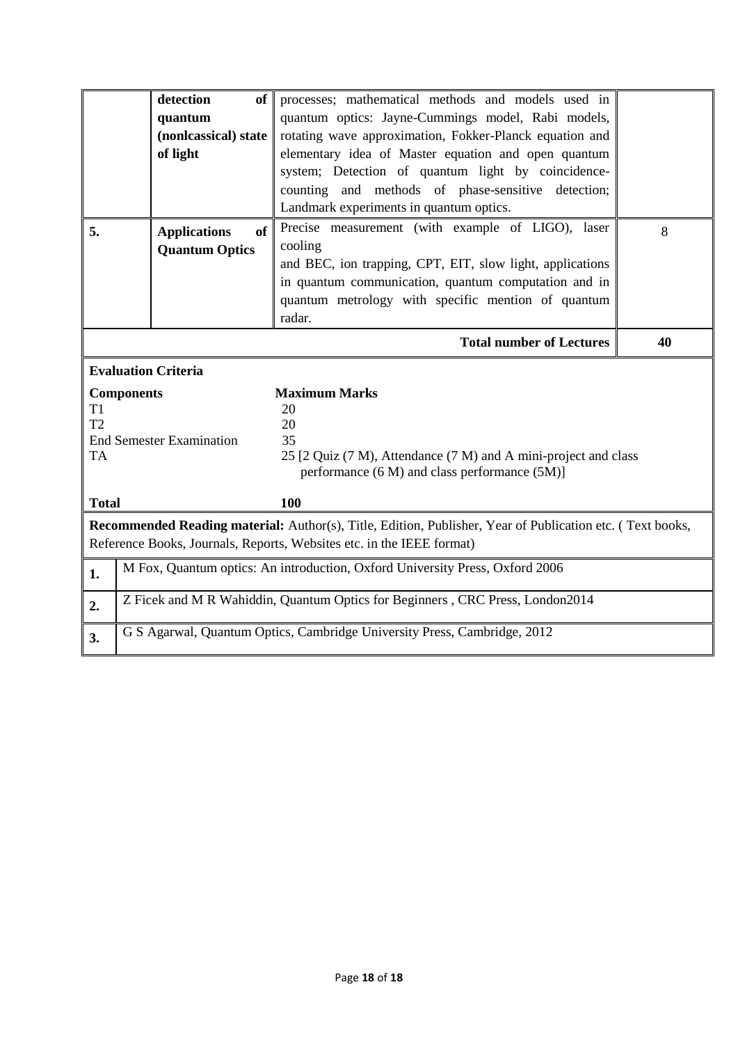| | | | |
|---|---|---|---|
| | **detection of quantum (nonlcassical) state of light** | processes; mathematical methods and models used in quantum optics: Jayne-Cummings model, Rabi models, rotating wave approximation, Fokker-Planck equation and elementary idea of Master equation and open quantum system; Detection of quantum light by coincidence-counting and methods of phase-sensitive detection; Landmark experiments in quantum optics. | |
| **5.** | **Applications of Quantum Optics** | Precise measurement (with example of LIGO), laser cooling and BEC, ion trapping, CPT, EIT, slow light, applications in quantum communication, quantum computation and in quantum metrology with specific mention of quantum radar. | 8 |
| | | **Total number of Lectures** | **40** |

**Evaluation Criteria**

| **Components** | **Maximum Marks** |
|---|---|
| T1 | 20 |
| T2 | 20 |
| End Semester Examination | 35 |
| TA | 25 [2 Quiz (7 M), Attendance (7 M) and A mini-project and class performance (6 M) and class performance (5M)] |
| **Total** | **100** |

**Recommended Reading material:** Author(s), Title, Edition, Publisher, Year of Publication etc. ( Text books, Reference Books, Journals, Reports, Websites etc. in the IEEE format)

| | |
|---|---|
| **1.** | M Fox, Quantum optics: An introduction, Oxford University Press, Oxford 2006 |
| **2.** | Z Ficek and M R Wahiddin, Quantum Optics for Beginners , CRC Press, London2014 |
| **3.** | G S Agarwal, Quantum Optics, Cambridge University Press, Cambridge, 2012 |